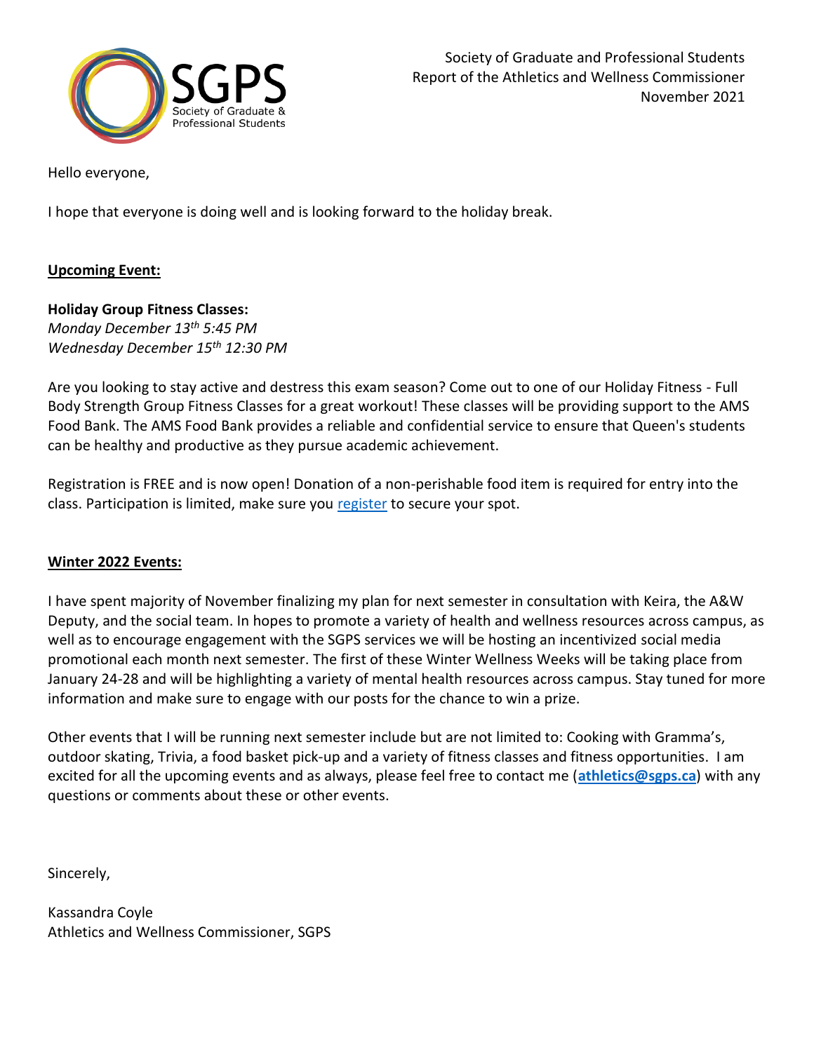Society of Graduate and Professional Students
Report of the Athletics and Wellness Commissioner
November 2021

Hello everyone,

I hope that everyone is doing well and is looking forward to the holiday break.

**Upcoming Event:**

**Holiday Group Fitness Classes:**
*Monday December 13th 5:45 PM*
*Wednesday December 15th 12:30 PM*

Are you looking to stay active and destress this exam season? Come out to one of our Holiday Fitness - Full Body Strength Group Fitness Classes for a great workout! These classes will be providing support to the AMS Food Bank. The AMS Food Bank provides a reliable and confidential service to ensure that Queen's students can be healthy and productive as they pursue academic achievement.

Registration is FREE and is now open! Donation of a non-perishable food item is required for entry into the class. Participation is limited, make sure you register to secure your spot.

**Winter 2022 Events:**

I have spent majority of November finalizing my plan for next semester in consultation with Keira, the A&W Deputy, and the social team. In hopes to promote a variety of health and wellness resources across campus, as well as to encourage engagement with the SGPS services we will be hosting an incentivized social media promotional each month next semester. The first of these Winter Wellness Weeks will be taking place from January 24-28 and will be highlighting a variety of mental health resources across campus. Stay tuned for more information and make sure to engage with our posts for the chance to win a prize.

Other events that I will be running next semester include but are not limited to: Cooking with Gramma's, outdoor skating, Trivia, a food basket pick-up and a variety of fitness classes and fitness opportunities. I am excited for all the upcoming events and as always, please feel free to contact me (**athletics@sgps.ca**) with any questions or comments about these or other events.

Sincerely,

Kassandra Coyle
Athletics and Wellness Commissioner, SGPS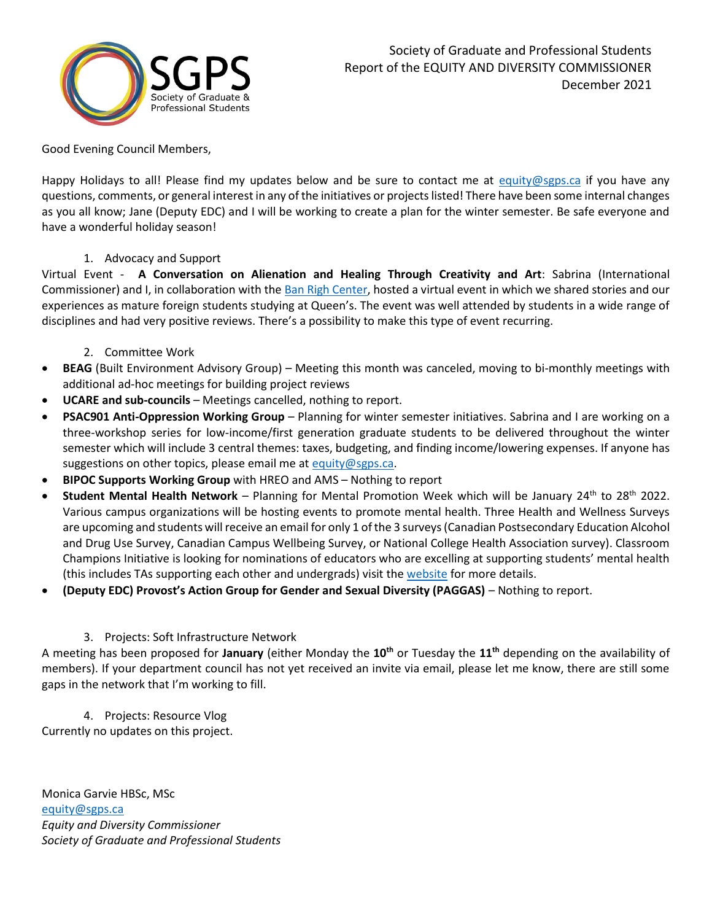Society of Graduate and Professional Students
Report of the EQUITY AND DIVERSITY COMMISSIONER
December 2021

Good Evening Council Members,

Happy Holidays to all! Please find my updates below and be sure to contact me at equity@sgps.ca if you have any questions, comments, or general interest in any of the initiatives or projects listed! There have been some internal changes as you all know; Jane (Deputy EDC) and I will be working to create a plan for the winter semester. Be safe everyone and have a wonderful holiday season!

1. Advocacy and Support

Virtual Event - **A Conversation on Alienation and Healing Through Creativity and Art**: Sabrina (International Commissioner) and I, in collaboration with the Ban Righ Center, hosted a virtual event in which we shared stories and our experiences as mature foreign students studying at Queen's. The event was well attended by students in a wide range of disciplines and had very positive reviews. There's a possibility to make this type of event recurring.

2. Committee Work

- **BEAG** (Built Environment Advisory Group) – Meeting this month was canceled, moving to bi-monthly meetings with additional ad-hoc meetings for building project reviews
- **UCARE and sub-councils** – Meetings cancelled, nothing to report.
- **PSAC901 Anti-Oppression Working Group** – Planning for winter semester initiatives. Sabrina and I are working on a three-workshop series for low-income/first generation graduate students to be delivered throughout the winter semester which will include 3 central themes: taxes, budgeting, and finding income/lowering expenses. If anyone has suggestions on other topics, please email me at equity@sgps.ca.
- **BIPOC Supports Working Group** with HREO and AMS – Nothing to report
- **Student Mental Health Network** – Planning for Mental Promotion Week which will be January 24th to 28th 2022. Various campus organizations will be hosting events to promote mental health. Three Health and Wellness Surveys are upcoming and students will receive an email for only 1 of the 3 surveys (Canadian Postsecondary Education Alcohol and Drug Use Survey, Canadian Campus Wellbeing Survey, or National College Health Association survey). Classroom Champions Initiative is looking for nominations of educators who are excelling at supporting students' mental health (this includes TAs supporting each other and undergrads) visit the website for more details.
- **(Deputy EDC) Provost's Action Group for Gender and Sexual Diversity (PAGGAS)** – Nothing to report.

3. Projects: Soft Infrastructure Network

A meeting has been proposed for **January** (either Monday the **10th** or Tuesday the **11th** depending on the availability of members). If your department council has not yet received an invite via email, please let me know, there are still some gaps in the network that I'm working to fill.

4. Projects: Resource Vlog

Currently no updates on this project.

Monica Garvie HBSc, MSc
equity@sgps.ca
*Equity and Diversity Commissioner*
*Society of Graduate and Professional Students*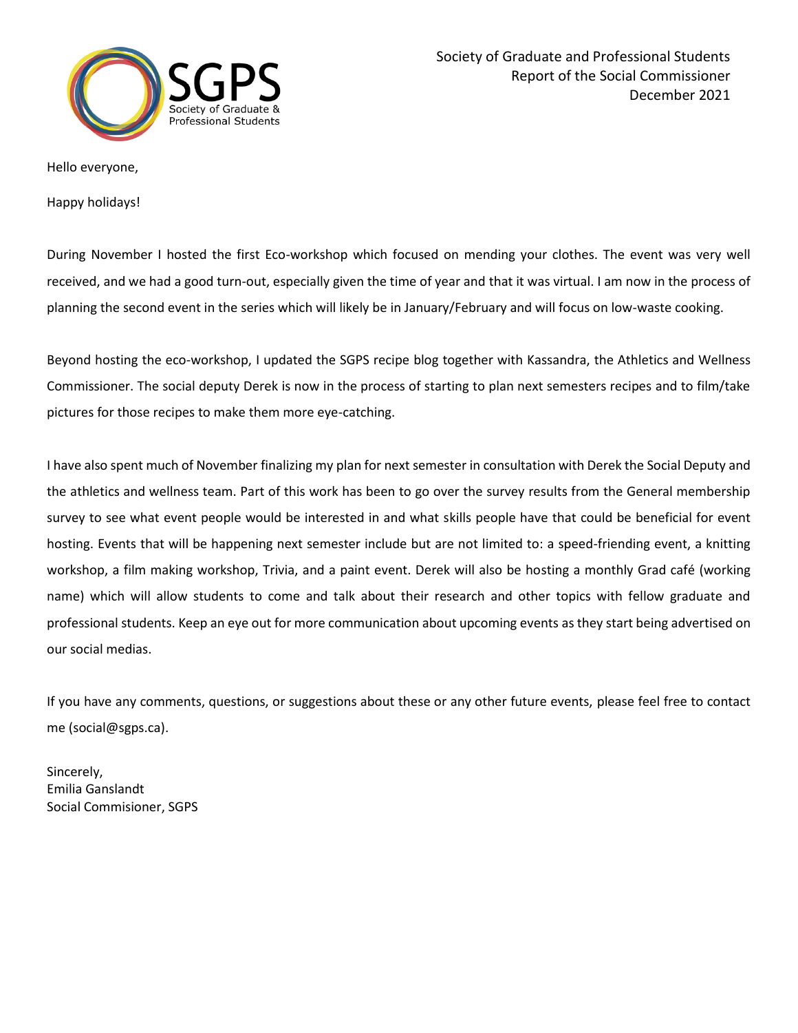Society of Graduate and Professional Students
Report of the Social Commissioner
December 2021

Hello everyone,

Happy holidays!

During November I hosted the first Eco-workshop which focused on mending your clothes. The event was very well received, and we had a good turn-out, especially given the time of year and that it was virtual. I am now in the process of planning the second event in the series which will likely be in January/February and will focus on low-waste cooking.

Beyond hosting the eco-workshop, I updated the SGPS recipe blog together with Kassandra, the Athletics and Wellness Commissioner. The social deputy Derek is now in the process of starting to plan next semesters recipes and to film/take pictures for those recipes to make them more eye-catching.

I have also spent much of November finalizing my plan for next semester in consultation with Derek the Social Deputy and the athletics and wellness team. Part of this work has been to go over the survey results from the General membership survey to see what event people would be interested in and what skills people have that could be beneficial for event hosting. Events that will be happening next semester include but are not limited to: a speed-friending event, a knitting workshop, a film making workshop, Trivia, and a paint event. Derek will also be hosting a monthly Grad café (working name) which will allow students to come and talk about their research and other topics with fellow graduate and professional students. Keep an eye out for more communication about upcoming events as they start being advertised on our social medias.

If you have any comments, questions, or suggestions about these or any other future events, please feel free to contact me (social@sgps.ca).

Sincerely,
Emilia Ganslandt
Social Commisioner, SGPS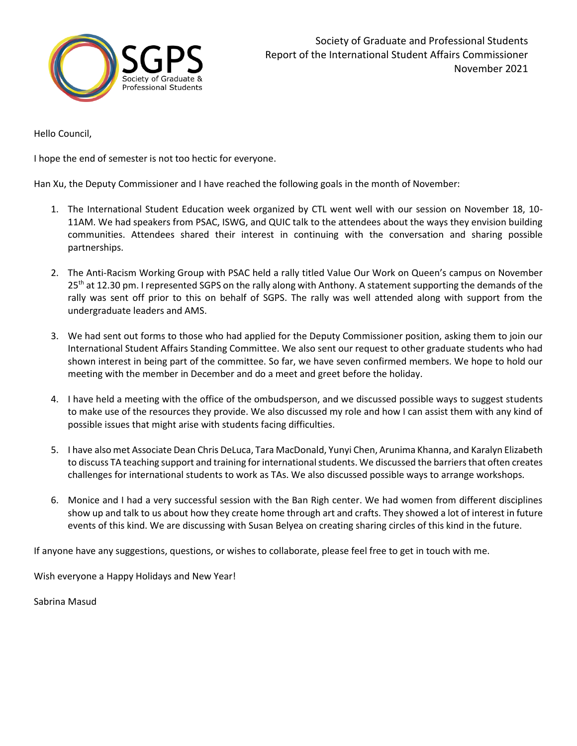Society of Graduate and Professional Students
Report of the International Student Affairs Commissioner
November 2021

Hello Council,

I hope the end of semester is not too hectic for everyone.

Han Xu, the Deputy Commissioner and I have reached the following goals in the month of November:

1. The International Student Education week organized by CTL went well with our session on November 18, 10-11AM. We had speakers from PSAC, ISWG, and QUIC talk to the attendees about the ways they envision building communities. Attendees shared their interest in continuing with the conversation and sharing possible partnerships.

2. The Anti-Racism Working Group with PSAC held a rally titled Value Our Work on Queen's campus on November 25th at 12.30 pm. I represented SGPS on the rally along with Anthony. A statement supporting the demands of the rally was sent off prior to this on behalf of SGPS. The rally was well attended along with support from the undergraduate leaders and AMS.

3. We had sent out forms to those who had applied for the Deputy Commissioner position, asking them to join our International Student Affairs Standing Committee. We also sent our request to other graduate students who had shown interest in being part of the committee. So far, we have seven confirmed members. We hope to hold our meeting with the member in December and do a meet and greet before the holiday.

4. I have held a meeting with the office of the ombudsperson, and we discussed possible ways to suggest students to make use of the resources they provide. We also discussed my role and how I can assist them with any kind of possible issues that might arise with students facing difficulties.

5. I have also met Associate Dean Chris DeLuca, Tara MacDonald, Yunyi Chen, Arunima Khanna, and Karalyn Elizabeth to discuss TA teaching support and training for international students. We discussed the barriers that often creates challenges for international students to work as TAs. We also discussed possible ways to arrange workshops.

6. Monice and I had a very successful session with the Ban Righ center. We had women from different disciplines show up and talk to us about how they create home through art and crafts. They showed a lot of interest in future events of this kind. We are discussing with Susan Belyea on creating sharing circles of this kind in the future.

If anyone have any suggestions, questions, or wishes to collaborate, please feel free to get in touch with me.

Wish everyone a Happy Holidays and New Year!

Sabrina Masud